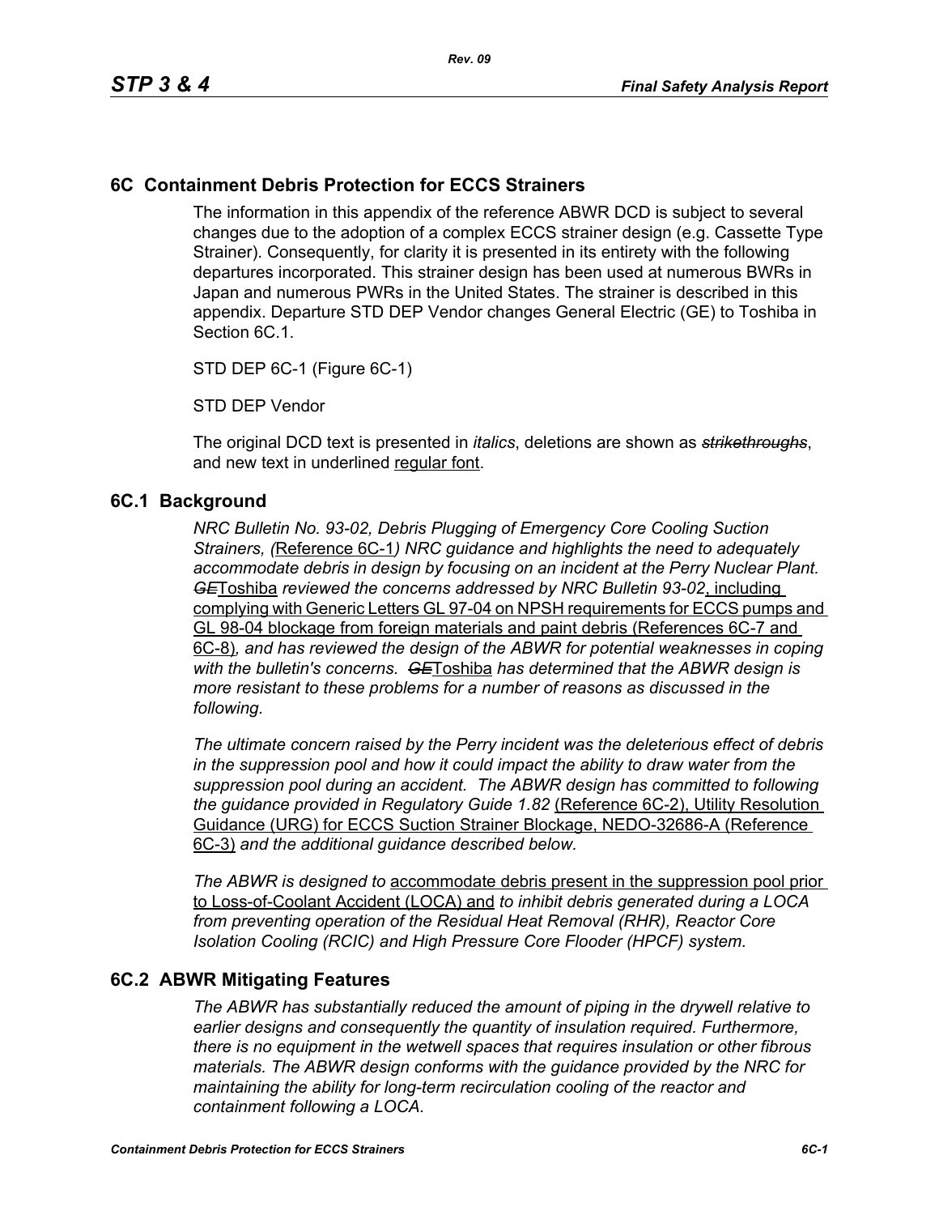## 6C Containment Debris Protection for ECCS Strainers

The information in this appendix of the reference ABWR DCD is subject to several changes due to the adoption of a complex ECCS strainer design (e.g. Cassette Type Strainer). Consequently, for clarity it is presented in its entirety with the following departures incorporated. This strainer design has been used at numerous BWRs in Japan and numerous PWRs in the United States. The strainer is described in this appendix. Departure STD DEP Vendor changes General Electric (GE) to Toshiba in Section 6C.1.

STD DEP 6C-1 (Figure 6C-1)

STD DEP Vendor

The original DCD text is presented in *italics*, deletions are shown as ~~*strikethroughs*~~, and new text in underlined <u>regular font</u>.

### 6C.1 Background

*NRC Bulletin No. 93-02, Debris Plugging of Emergency Core Cooling Suction Strainers, (*<u>Reference 6C-1</u>*) NRC guidance and highlights the need to adequately accommodate debris in design by focusing on an incident at the Perry Nuclear Plant.* ~~*GE*~~<u>Toshiba</u> *reviewed the concerns addressed by NRC Bulletin 93-02*<u>, including complying with Generic Letters GL 97-04 on NPSH requirements for ECCS pumps and GL 98-04 blockage from foreign materials and paint debris (References 6C-7 and 6C-8)</u>*, and has reviewed the design of the ABWR for potential weaknesses in coping with the bulletin's concerns.* ~~*GE*~~<u>Toshiba</u> *has determined that the ABWR design is more resistant to these problems for a number of reasons as discussed in the following.*

*The ultimate concern raised by the Perry incident was the deleterious effect of debris in the suppression pool and how it could impact the ability to draw water from the suppression pool during an accident. The ABWR design has committed to following the guidance provided in Regulatory Guide 1.82* <u>(Reference 6C-2), Utility Resolution Guidance (URG) for ECCS Suction Strainer Blockage, NEDO-32686-A (Reference 6C-3)</u> *and the additional guidance described below.*

*The ABWR is designed to* <u>accommodate debris present in the suppression pool prior to Loss-of-Coolant Accident (LOCA) and</u> *to inhibit debris generated during a LOCA from preventing operation of the Residual Heat Removal (RHR), Reactor Core Isolation Cooling (RCIC) and High Pressure Core Flooder (HPCF) system.*

### 6C.2 ABWR Mitigating Features

*The ABWR has substantially reduced the amount of piping in the drywell relative to earlier designs and consequently the quantity of insulation required. Furthermore, there is no equipment in the wetwell spaces that requires insulation or other fibrous materials. The ABWR design conforms with the guidance provided by the NRC for maintaining the ability for long-term recirculation cooling of the reactor and containment following a LOCA.*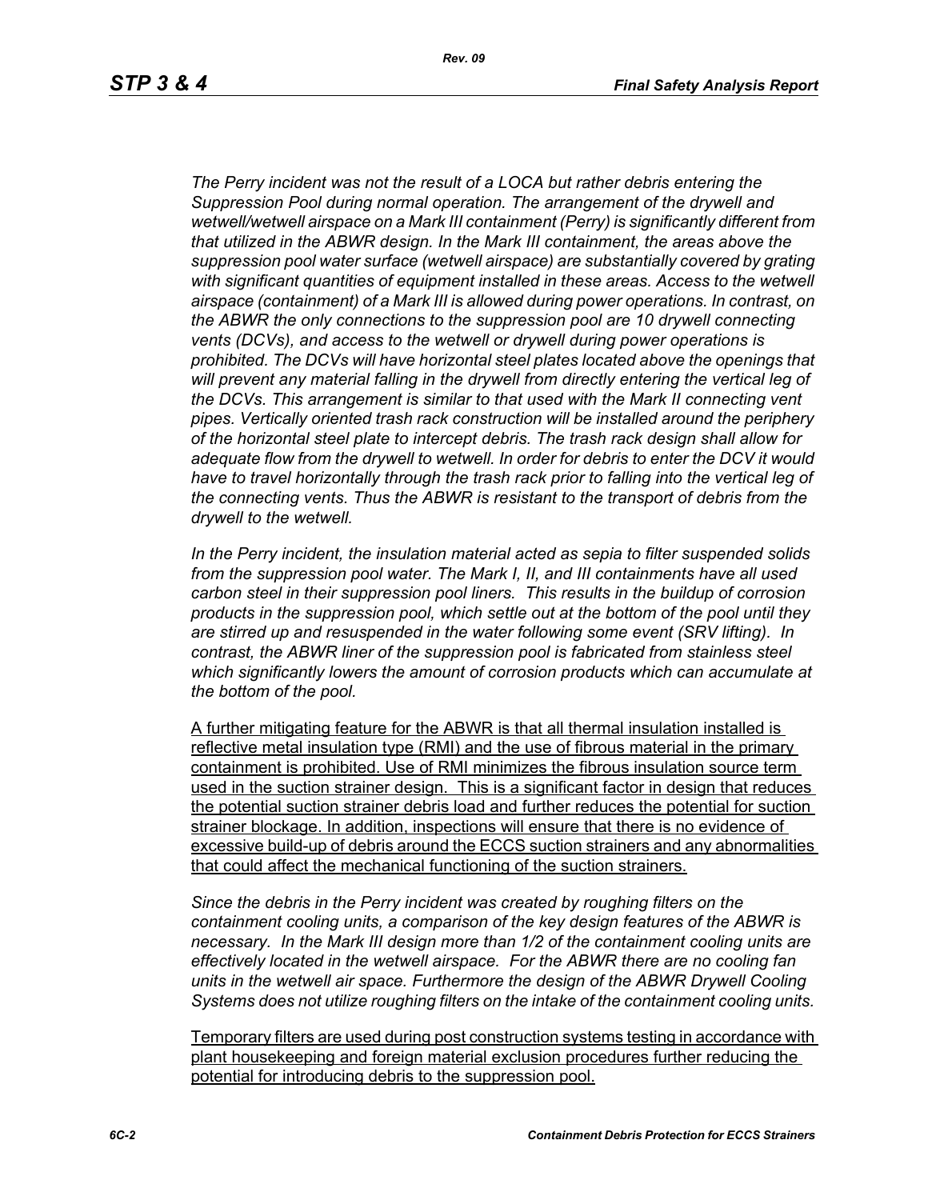*The Perry incident was not the result of a LOCA but rather debris entering the Suppression Pool during normal operation. The arrangement of the drywell and wetwell/wetwell airspace on a Mark III containment (Perry) is significantly different from that utilized in the ABWR design. In the Mark III containment, the areas above the suppression pool water surface (wetwell airspace) are substantially covered by grating with significant quantities of equipment installed in these areas. Access to the wetwell airspace (containment) of a Mark III is allowed during power operations. In contrast, on the ABWR the only connections to the suppression pool are 10 drywell connecting vents (DCVs), and access to the wetwell or drywell during power operations is prohibited. The DCVs will have horizontal steel plates located above the openings that will prevent any material falling in the drywell from directly entering the vertical leg of the DCVs. This arrangement is similar to that used with the Mark II connecting vent pipes. Vertically oriented trash rack construction will be installed around the periphery of the horizontal steel plate to intercept debris. The trash rack design shall allow for adequate flow from the drywell to wetwell. In order for debris to enter the DCV it would have to travel horizontally through the trash rack prior to falling into the vertical leg of the connecting vents. Thus the ABWR is resistant to the transport of debris from the drywell to the wetwell.*

*In the Perry incident, the insulation material acted as sepia to filter suspended solids from the suppression pool water. The Mark I, II, and III containments have all used carbon steel in their suppression pool liners. This results in the buildup of corrosion products in the suppression pool, which settle out at the bottom of the pool until they are stirred up and resuspended in the water following some event (SRV lifting). In contrast, the ABWR liner of the suppression pool is fabricated from stainless steel which significantly lowers the amount of corrosion products which can accumulate at the bottom of the pool.*

A further mitigating feature for the ABWR is that all thermal insulation installed is reflective metal insulation type (RMI) and the use of fibrous material in the primary containment is prohibited. Use of RMI minimizes the fibrous insulation source term used in the suction strainer design. This is a significant factor in design that reduces the potential suction strainer debris load and further reduces the potential for suction strainer blockage. In addition, inspections will ensure that there is no evidence of excessive build-up of debris around the ECCS suction strainers and any abnormalities that could affect the mechanical functioning of the suction strainers.

*Since the debris in the Perry incident was created by roughing filters on the containment cooling units, a comparison of the key design features of the ABWR is necessary. In the Mark III design more than 1/2 of the containment cooling units are effectively located in the wetwell airspace. For the ABWR there are no cooling fan units in the wetwell air space. Furthermore the design of the ABWR Drywell Cooling Systems does not utilize roughing filters on the intake of the containment cooling units.*

Temporary filters are used during post construction systems testing in accordance with plant housekeeping and foreign material exclusion procedures further reducing the potential for introducing debris to the suppression pool.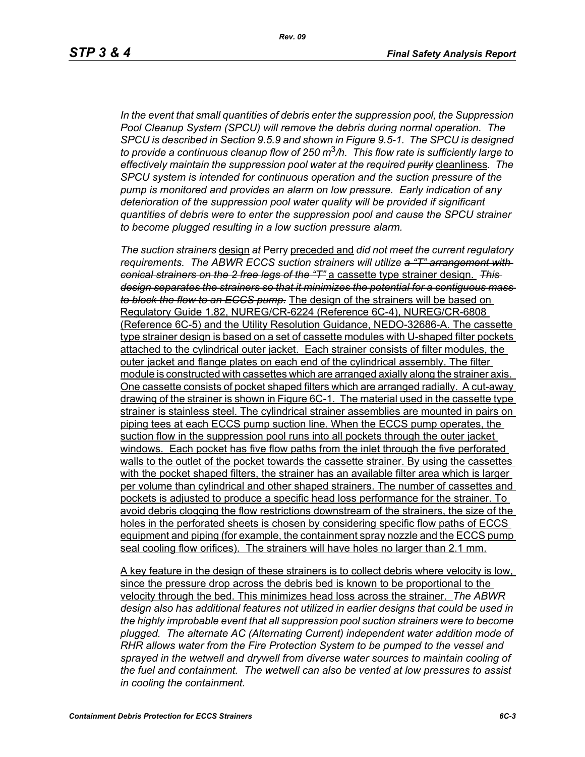*In the event that small quantities of debris enter the suppression pool, the Suppression Pool Cleanup System (SPCU) will remove the debris during normal operation. The SPCU is described in Section 9.5.9 and shown in Figure 9.5-1. The SPCU is designed to provide a continuous cleanup flow of 250 $m^3$/h. This flow rate is sufficiently large to effectively maintain the suppression pool water at the required ~~purity~~* cleanliness*. The SPCU system is intended for continuous operation and the suction pressure of the pump is monitored and provides an alarm on low pressure. Early indication of any deterioration of the suppression pool water quality will be provided if significant quantities of debris were to enter the suppression pool and cause the SPCU strainer to become plugged resulting in a low suction pressure alarm.*

*The suction strainers* design *at* Perry preceded and *did not meet the current regulatory requirements. The ABWR ECCS suction strainers will utilize ~~a "T" arrangement with conical strainers on the 2 free legs of the "T"~~* a cassette type strainer design. *~~This design separates the strainers so that it minimizes the potential for a contiguous mass to block the flow to an ECCS pump.~~* The design of the strainers will be based on Regulatory Guide 1.82, NUREG/CR-6224 (Reference 6C-4), NUREG/CR-6808 (Reference 6C-5) and the Utility Resolution Guidance, NEDO-32686-A. The cassette type strainer design is based on a set of cassette modules with U-shaped filter pockets attached to the cylindrical outer jacket. Each strainer consists of filter modules, the outer jacket and flange plates on each end of the cylindrical assembly. The filter module is constructed with cassettes which are arranged axially along the strainer axis. One cassette consists of pocket shaped filters which are arranged radially. A cut-away drawing of the strainer is shown in Figure 6C-1. The material used in the cassette type strainer is stainless steel. The cylindrical strainer assemblies are mounted in pairs on piping tees at each ECCS pump suction line. When the ECCS pump operates, the suction flow in the suppression pool runs into all pockets through the outer jacket windows. Each pocket has five flow paths from the inlet through the five perforated walls to the outlet of the pocket towards the cassette strainer. By using the cassettes with the pocket shaped filters, the strainer has an available filter area which is larger per volume than cylindrical and other shaped strainers. The number of cassettes and pockets is adjusted to produce a specific head loss performance for the strainer. To avoid debris clogging the flow restrictions downstream of the strainers, the size of the holes in the perforated sheets is chosen by considering specific flow paths of ECCS equipment and piping (for example, the containment spray nozzle and the ECCS pump seal cooling flow orifices). The strainers will have holes no larger than 2.1 mm.

A key feature in the design of these strainers is to collect debris where velocity is low, since the pressure drop across the debris bed is known to be proportional to the velocity through the bed. This minimizes head loss across the strainer. *The ABWR design also has additional features not utilized in earlier designs that could be used in the highly improbable event that all suppression pool suction strainers were to become plugged. The alternate AC (Alternating Current) independent water addition mode of RHR allows water from the Fire Protection System to be pumped to the vessel and sprayed in the wetwell and drywell from diverse water sources to maintain cooling of the fuel and containment. The wetwell can also be vented at low pressures to assist in cooling the containment.*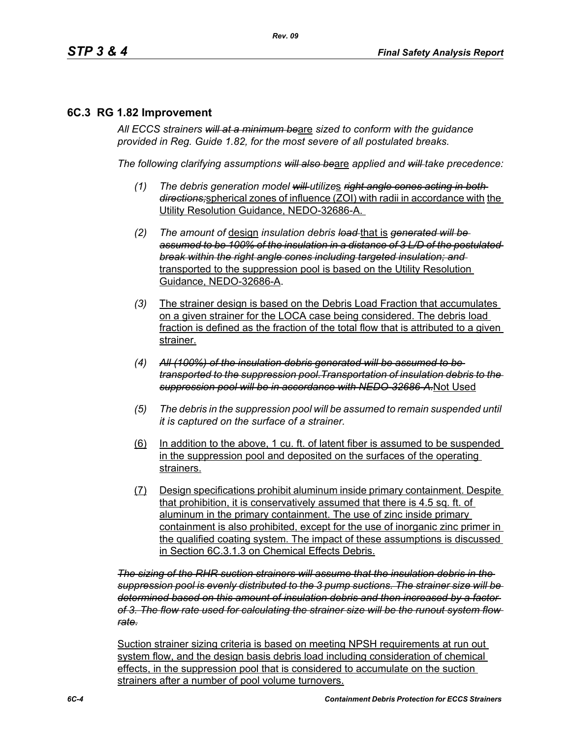## 6C.3 RG 1.82 Improvement

*All ECCS strainers ~~will at a minimum be~~*are *sized to conform with the guidance provided in Reg. Guide 1.82, for the most severe of all postulated breaks.*

*The following clarifying assumptions ~~will also be~~*are *applied and ~~will~~ take precedence:*

*(1)* *The debris generation model ~~will~~ utilize*s *~~right angle cones acting in both directions;~~*spherical zones of influence (ZOI) with radii in accordance with the Utility Resolution Guidance, NEDO-32686-A.

*(2)* *The amount of* design *insulation debris ~~load~~* that is *~~generated will be assumed to be 100% of the insulation in a distance of 3 L/D of the postulated break within the right angle cones including targeted insulation; and~~* transported to the suppression pool is based on the Utility Resolution Guidance, NEDO-32686-A.

*(3)* The strainer design is based on the Debris Load Fraction that accumulates on a given strainer for the LOCA case being considered. The debris load fraction is defined as the fraction of the total flow that is attributed to a given strainer.

*(4)* *~~All (100%) of the insulation debris generated will be assumed to be transported to the suppression pool.Transportation of insulation debris to the suppression pool will be in accordance with NEDO-32686-A.~~*Not Used

*(5)* *The debris in the suppression pool will be assumed to remain suspended until it is captured on the surface of a strainer.*

(6) In addition to the above, 1 cu. ft. of latent fiber is assumed to be suspended in the suppression pool and deposited on the surfaces of the operating strainers.

(7) Design specifications prohibit aluminum inside primary containment. Despite that prohibition, it is conservatively assumed that there is 4.5 sq. ft. of aluminum in the primary containment. The use of zinc inside primary containment is also prohibited, except for the use of inorganic zinc primer in the qualified coating system. The impact of these assumptions is discussed in Section 6C.3.1.3 on Chemical Effects Debris.

*~~The sizing of the RHR suction strainers will assume that the insulation debris in the suppression pool is evenly distributed to the 3 pump suctions. The strainer size will be determined based on this amount of insulation debris and then increased by a factor of 3. The flow rate used for calculating the strainer size will be the runout system flow rate.~~*

Suction strainer sizing criteria is based on meeting NPSH requirements at run out system flow, and the design basis debris load including consideration of chemical effects, in the suppression pool that is considered to accumulate on the suction strainers after a number of pool volume turnovers.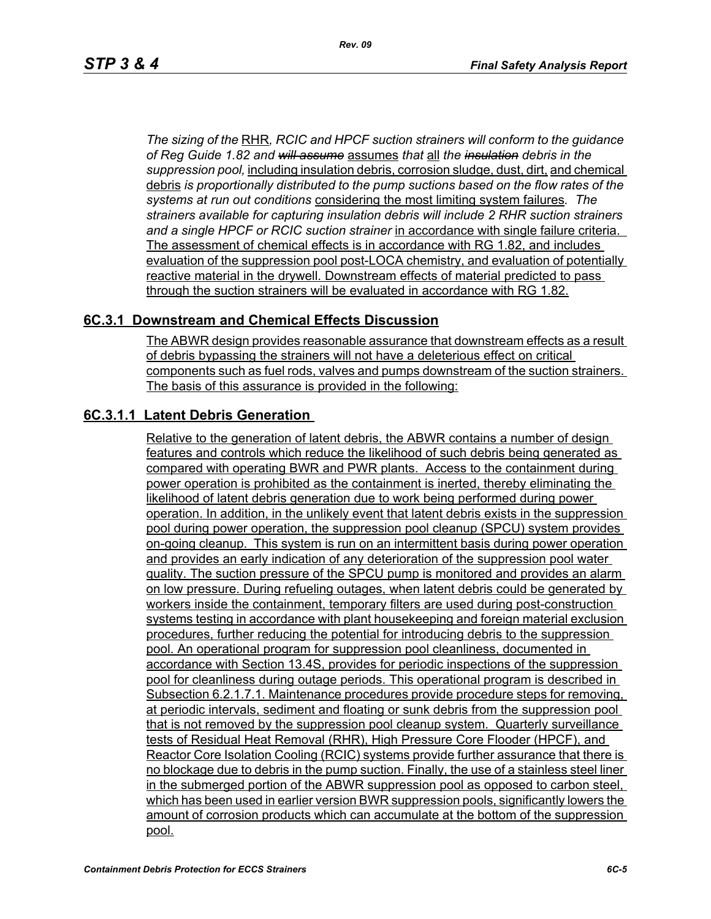*The sizing of the* RHR*, RCIC and HPCF suction strainers will conform to the guidance of Reg Guide 1.82 and ~~will assume~~* assumes *that* all *the ~~insulation~~ debris in the suppression pool,* including insulation debris, corrosion sludge, dust, dirt, and chemical debris *is proportionally distributed to the pump suctions based on the flow rates of the systems at run out conditions* considering the most limiting system failures*. The strainers available for capturing insulation debris will include 2 RHR suction strainers and a single HPCF or RCIC suction strainer* in accordance with single failure criteria. The assessment of chemical effects is in accordance with RG 1.82, and includes evaluation of the suppression pool post-LOCA chemistry, and evaluation of potentially reactive material in the drywell. Downstream effects of material predicted to pass through the suction strainers will be evaluated in accordance with RG 1.82.

## 6C.3.1 Downstream and Chemical Effects Discussion

The ABWR design provides reasonable assurance that downstream effects as a result of debris bypassing the strainers will not have a deleterious effect on critical components such as fuel rods, valves and pumps downstream of the suction strainers. The basis of this assurance is provided in the following:

### 6C.3.1.1 Latent Debris Generation

Relative to the generation of latent debris, the ABWR contains a number of design features and controls which reduce the likelihood of such debris being generated as compared with operating BWR and PWR plants. Access to the containment during power operation is prohibited as the containment is inerted, thereby eliminating the likelihood of latent debris generation due to work being performed during power operation. In addition, in the unlikely event that latent debris exists in the suppression pool during power operation, the suppression pool cleanup (SPCU) system provides on-going cleanup. This system is run on an intermittent basis during power operation and provides an early indication of any deterioration of the suppression pool water quality. The suction pressure of the SPCU pump is monitored and provides an alarm on low pressure. During refueling outages, when latent debris could be generated by workers inside the containment, temporary filters are used during post-construction systems testing in accordance with plant housekeeping and foreign material exclusion procedures, further reducing the potential for introducing debris to the suppression pool. An operational program for suppression pool cleanliness, documented in accordance with Section 13.4S, provides for periodic inspections of the suppression pool for cleanliness during outage periods. This operational program is described in Subsection 6.2.1.7.1. Maintenance procedures provide procedure steps for removing, at periodic intervals, sediment and floating or sunk debris from the suppression pool that is not removed by the suppression pool cleanup system. Quarterly surveillance tests of Residual Heat Removal (RHR), High Pressure Core Flooder (HPCF), and Reactor Core Isolation Cooling (RCIC) systems provide further assurance that there is no blockage due to debris in the pump suction. Finally, the use of a stainless steel liner in the submerged portion of the ABWR suppression pool as opposed to carbon steel, which has been used in earlier version BWR suppression pools, significantly lowers the amount of corrosion products which can accumulate at the bottom of the suppression pool.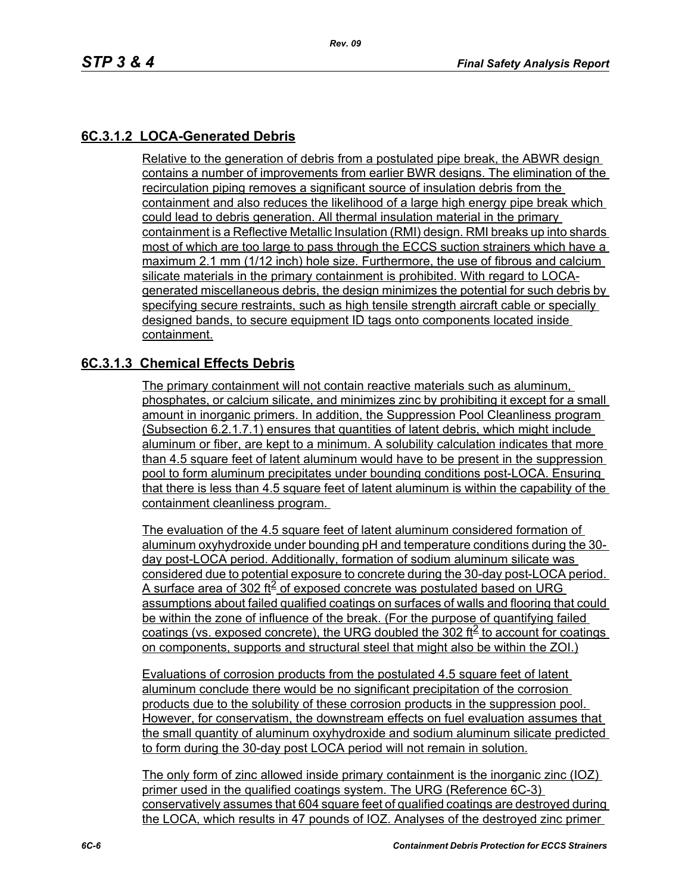## 6C.3.1.2 LOCA-Generated Debris

Relative to the generation of debris from a postulated pipe break, the ABWR design contains a number of improvements from earlier BWR designs. The elimination of the recirculation piping removes a significant source of insulation debris from the containment and also reduces the likelihood of a large high energy pipe break which could lead to debris generation. All thermal insulation material in the primary containment is a Reflective Metallic Insulation (RMI) design. RMI breaks up into shards most of which are too large to pass through the ECCS suction strainers which have a maximum 2.1 mm (1/12 inch) hole size. Furthermore, the use of fibrous and calcium silicate materials in the primary containment is prohibited. With regard to LOCA-generated miscellaneous debris, the design minimizes the potential for such debris by specifying secure restraints, such as high tensile strength aircraft cable or specially designed bands, to secure equipment ID tags onto components located inside containment.

## 6C.3.1.3 Chemical Effects Debris

The primary containment will not contain reactive materials such as aluminum, phosphates, or calcium silicate, and minimizes zinc by prohibiting it except for a small amount in inorganic primers. In addition, the Suppression Pool Cleanliness program (Subsection 6.2.1.7.1) ensures that quantities of latent debris, which might include aluminum or fiber, are kept to a minimum. A solubility calculation indicates that more than 4.5 square feet of latent aluminum would have to be present in the suppression pool to form aluminum precipitates under bounding conditions post-LOCA. Ensuring that there is less than 4.5 square feet of latent aluminum is within the capability of the containment cleanliness program.

The evaluation of the 4.5 square feet of latent aluminum considered formation of aluminum oxyhydroxide under bounding pH and temperature conditions during the 30-day post-LOCA period. Additionally, formation of sodium aluminum silicate was considered due to potential exposure to concrete during the 30-day post-LOCA period. A surface area of 302 $ft^2$ of exposed concrete was postulated based on URG assumptions about failed qualified coatings on surfaces of walls and flooring that could be within the zone of influence of the break. (For the purpose of quantifying failed coatings (vs. exposed concrete), the URG doubled the 302 $ft^2$ to account for coatings on components, supports and structural steel that might also be within the ZOI.)

Evaluations of corrosion products from the postulated 4.5 square feet of latent aluminum conclude there would be no significant precipitation of the corrosion products due to the solubility of these corrosion products in the suppression pool. However, for conservatism, the downstream effects on fuel evaluation assumes that the small quantity of aluminum oxyhydroxide and sodium aluminum silicate predicted to form during the 30-day post LOCA period will not remain in solution.

The only form of zinc allowed inside primary containment is the inorganic zinc (IOZ) primer used in the qualified coatings system. The URG (Reference 6C-3) conservatively assumes that 604 square feet of qualified coatings are destroyed during the LOCA, which results in 47 pounds of IOZ. Analyses of the destroyed zinc primer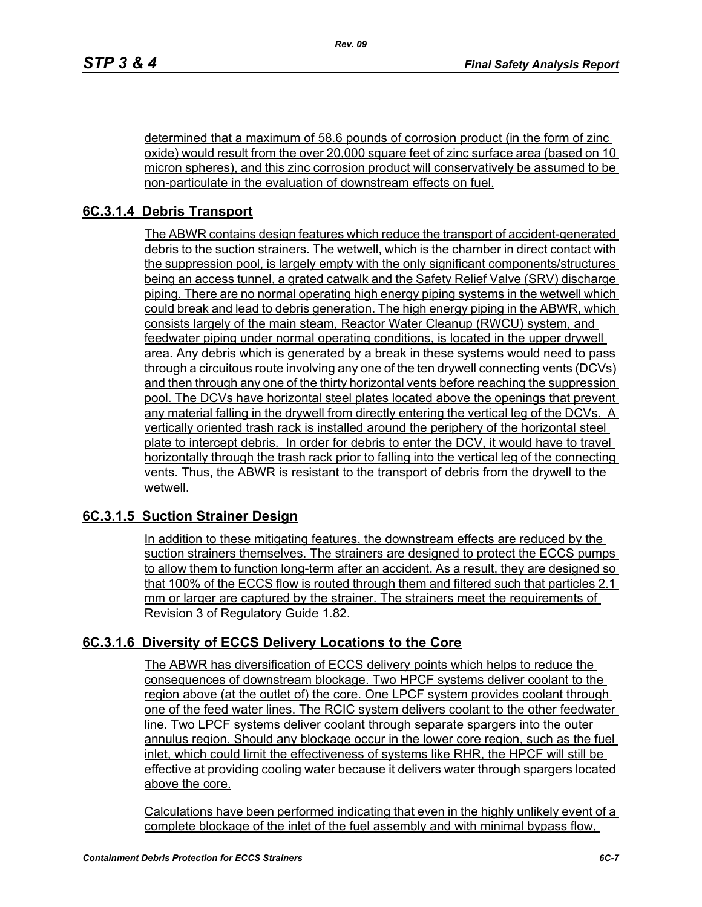determined that a maximum of 58.6 pounds of corrosion product (in the form of zinc oxide) would result from the over 20,000 square feet of zinc surface area (based on 10 micron spheres), and this zinc corrosion product will conservatively be assumed to be non-particulate in the evaluation of downstream effects on fuel.

### 6C.3.1.4 Debris Transport

The ABWR contains design features which reduce the transport of accident-generated debris to the suction strainers. The wetwell, which is the chamber in direct contact with the suppression pool, is largely empty with the only significant components/structures being an access tunnel, a grated catwalk and the Safety Relief Valve (SRV) discharge piping. There are no normal operating high energy piping systems in the wetwell which could break and lead to debris generation. The high energy piping in the ABWR, which consists largely of the main steam, Reactor Water Cleanup (RWCU) system, and feedwater piping under normal operating conditions, is located in the upper drywell area. Any debris which is generated by a break in these systems would need to pass through a circuitous route involving any one of the ten drywell connecting vents (DCVs) and then through any one of the thirty horizontal vents before reaching the suppression pool. The DCVs have horizontal steel plates located above the openings that prevent any material falling in the drywell from directly entering the vertical leg of the DCVs. A vertically oriented trash rack is installed around the periphery of the horizontal steel plate to intercept debris. In order for debris to enter the DCV, it would have to travel horizontally through the trash rack prior to falling into the vertical leg of the connecting vents. Thus, the ABWR is resistant to the transport of debris from the drywell to the wetwell.

### 6C.3.1.5 Suction Strainer Design

In addition to these mitigating features, the downstream effects are reduced by the suction strainers themselves. The strainers are designed to protect the ECCS pumps to allow them to function long-term after an accident. As a result, they are designed so that 100% of the ECCS flow is routed through them and filtered such that particles 2.1 mm or larger are captured by the strainer. The strainers meet the requirements of Revision 3 of Regulatory Guide 1.82.

### 6C.3.1.6 Diversity of ECCS Delivery Locations to the Core

The ABWR has diversification of ECCS delivery points which helps to reduce the consequences of downstream blockage. Two HPCF systems deliver coolant to the region above (at the outlet of) the core. One LPCF system provides coolant through one of the feed water lines. The RCIC system delivers coolant to the other feedwater line. Two LPCF systems deliver coolant through separate spargers into the outer annulus region. Should any blockage occur in the lower core region, such as the fuel inlet, which could limit the effectiveness of systems like RHR, the HPCF will still be effective at providing cooling water because it delivers water through spargers located above the core.

Calculations have been performed indicating that even in the highly unlikely event of a complete blockage of the inlet of the fuel assembly and with minimal bypass flow,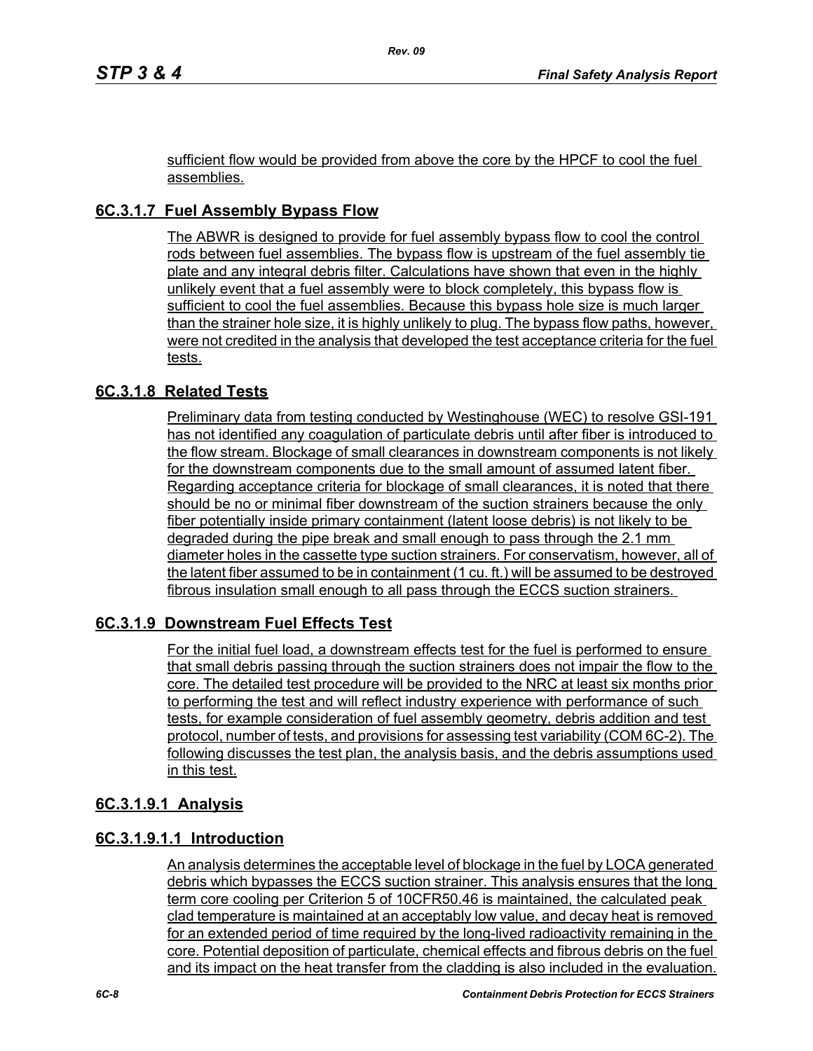sufficient flow would be provided from above the core by the HPCF to cool the fuel assemblies.

## 6C.3.1.7 Fuel Assembly Bypass Flow

The ABWR is designed to provide for fuel assembly bypass flow to cool the control rods between fuel assemblies. The bypass flow is upstream of the fuel assembly tie plate and any integral debris filter. Calculations have shown that even in the highly unlikely event that a fuel assembly were to block completely, this bypass flow is sufficient to cool the fuel assemblies. Because this bypass hole size is much larger than the strainer hole size, it is highly unlikely to plug. The bypass flow paths, however, were not credited in the analysis that developed the test acceptance criteria for the fuel tests.

## 6C.3.1.8 Related Tests

Preliminary data from testing conducted by Westinghouse (WEC) to resolve GSI-191 has not identified any coagulation of particulate debris until after fiber is introduced to the flow stream. Blockage of small clearances in downstream components is not likely for the downstream components due to the small amount of assumed latent fiber. Regarding acceptance criteria for blockage of small clearances, it is noted that there should be no or minimal fiber downstream of the suction strainers because the only fiber potentially inside primary containment (latent loose debris) is not likely to be degraded during the pipe break and small enough to pass through the 2.1 mm diameter holes in the cassette type suction strainers. For conservatism, however, all of the latent fiber assumed to be in containment (1 cu. ft.) will be assumed to be destroyed fibrous insulation small enough to all pass through the ECCS suction strainers.

## 6C.3.1.9 Downstream Fuel Effects Test

For the initial fuel load, a downstream effects test for the fuel is performed to ensure that small debris passing through the suction strainers does not impair the flow to the core. The detailed test procedure will be provided to the NRC at least six months prior to performing the test and will reflect industry experience with performance of such tests, for example consideration of fuel assembly geometry, debris addition and test protocol, number of tests, and provisions for assessing test variability (COM 6C-2). The following discusses the test plan, the analysis basis, and the debris assumptions used in this test.

## 6C.3.1.9.1 Analysis

### 6C.3.1.9.1.1 Introduction

An analysis determines the acceptable level of blockage in the fuel by LOCA generated debris which bypasses the ECCS suction strainer. This analysis ensures that the long term core cooling per Criterion 5 of 10CFR50.46 is maintained, the calculated peak clad temperature is maintained at an acceptably low value, and decay heat is removed for an extended period of time required by the long-lived radioactivity remaining in the core. Potential deposition of particulate, chemical effects and fibrous debris on the fuel and its impact on the heat transfer from the cladding is also included in the evaluation.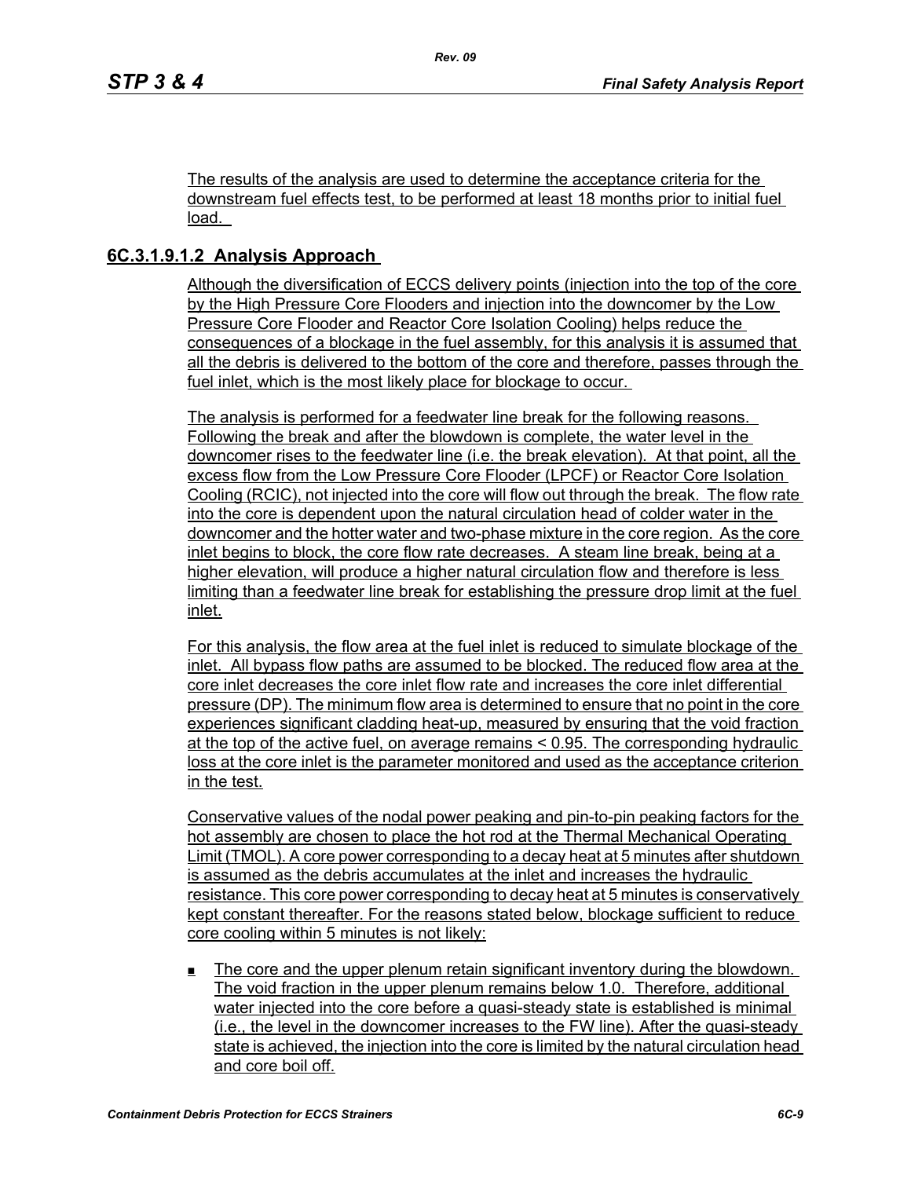The results of the analysis are used to determine the acceptance criteria for the downstream fuel effects test, to be performed at least 18 months prior to initial fuel load.

### 6C.3.1.9.1.2 Analysis Approach

Although the diversification of ECCS delivery points (injection into the top of the core by the High Pressure Core Flooders and injection into the downcomer by the Low Pressure Core Flooder and Reactor Core Isolation Cooling) helps reduce the consequences of a blockage in the fuel assembly, for this analysis it is assumed that all the debris is delivered to the bottom of the core and therefore, passes through the fuel inlet, which is the most likely place for blockage to occur.

The analysis is performed for a feedwater line break for the following reasons. Following the break and after the blowdown is complete, the water level in the downcomer rises to the feedwater line (i.e. the break elevation). At that point, all the excess flow from the Low Pressure Core Flooder (LPCF) or Reactor Core Isolation Cooling (RCIC), not injected into the core will flow out through the break. The flow rate into the core is dependent upon the natural circulation head of colder water in the downcomer and the hotter water and two-phase mixture in the core region. As the core inlet begins to block, the core flow rate decreases. A steam line break, being at a higher elevation, will produce a higher natural circulation flow and therefore is less limiting than a feedwater line break for establishing the pressure drop limit at the fuel inlet.

For this analysis, the flow area at the fuel inlet is reduced to simulate blockage of the inlet. All bypass flow paths are assumed to be blocked. The reduced flow area at the core inlet decreases the core inlet flow rate and increases the core inlet differential pressure (DP). The minimum flow area is determined to ensure that no point in the core experiences significant cladding heat-up, measured by ensuring that the void fraction at the top of the active fuel, on average remains < 0.95. The corresponding hydraulic loss at the core inlet is the parameter monitored and used as the acceptance criterion in the test.

Conservative values of the nodal power peaking and pin-to-pin peaking factors for the hot assembly are chosen to place the hot rod at the Thermal Mechanical Operating Limit (TMOL). A core power corresponding to a decay heat at 5 minutes after shutdown is assumed as the debris accumulates at the inlet and increases the hydraulic resistance. This core power corresponding to decay heat at 5 minutes is conservatively kept constant thereafter. For the reasons stated below, blockage sufficient to reduce core cooling within 5 minutes is not likely:

- The core and the upper plenum retain significant inventory during the blowdown. The void fraction in the upper plenum remains below 1.0. Therefore, additional water injected into the core before a quasi-steady state is established is minimal (i.e., the level in the downcomer increases to the FW line). After the quasi-steady state is achieved, the injection into the core is limited by the natural circulation head and core boil off.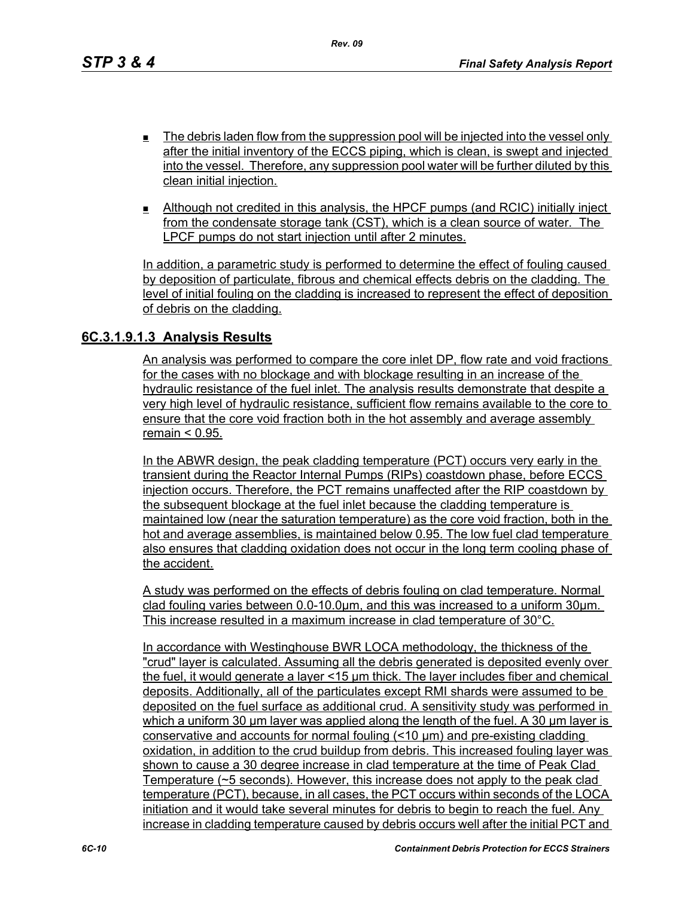- The debris laden flow from the suppression pool will be injected into the vessel only after the initial inventory of the ECCS piping, which is clean, is swept and injected into the vessel. Therefore, any suppression pool water will be further diluted by this clean initial injection.
- Although not credited in this analysis, the HPCF pumps (and RCIC) initially inject from the condensate storage tank (CST), which is a clean source of water. The LPCF pumps do not start injection until after 2 minutes.

In addition, a parametric study is performed to determine the effect of fouling caused by deposition of particulate, fibrous and chemical effects debris on the cladding. The level of initial fouling on the cladding is increased to represent the effect of deposition of debris on the cladding.

## 6C.3.1.9.1.3 Analysis Results

An analysis was performed to compare the core inlet DP, flow rate and void fractions for the cases with no blockage and with blockage resulting in an increase of the hydraulic resistance of the fuel inlet. The analysis results demonstrate that despite a very high level of hydraulic resistance, sufficient flow remains available to the core to ensure that the core void fraction both in the hot assembly and average assembly remain < 0.95.

In the ABWR design, the peak cladding temperature (PCT) occurs very early in the transient during the Reactor Internal Pumps (RIPs) coastdown phase, before ECCS injection occurs. Therefore, the PCT remains unaffected after the RIP coastdown by the subsequent blockage at the fuel inlet because the cladding temperature is maintained low (near the saturation temperature) as the core void fraction, both in the hot and average assemblies, is maintained below 0.95. The low fuel clad temperature also ensures that cladding oxidation does not occur in the long term cooling phase of the accident.

A study was performed on the effects of debris fouling on clad temperature. Normal clad fouling varies between 0.0-10.0μm, and this was increased to a uniform 30μm. This increase resulted in a maximum increase in clad temperature of 30°C.

In accordance with Westinghouse BWR LOCA methodology, the thickness of the "crud" layer is calculated. Assuming all the debris generated is deposited evenly over the fuel, it would generate a layer <15 μm thick. The layer includes fiber and chemical deposits. Additionally, all of the particulates except RMI shards were assumed to be deposited on the fuel surface as additional crud. A sensitivity study was performed in which a uniform 30 μm layer was applied along the length of the fuel. A 30 μm layer is conservative and accounts for normal fouling (<10 μm) and pre-existing cladding oxidation, in addition to the crud buildup from debris. This increased fouling layer was shown to cause a 30 degree increase in clad temperature at the time of Peak Clad Temperature (~5 seconds). However, this increase does not apply to the peak clad temperature (PCT), because, in all cases, the PCT occurs within seconds of the LOCA initiation and it would take several minutes for debris to begin to reach the fuel. Any increase in cladding temperature caused by debris occurs well after the initial PCT and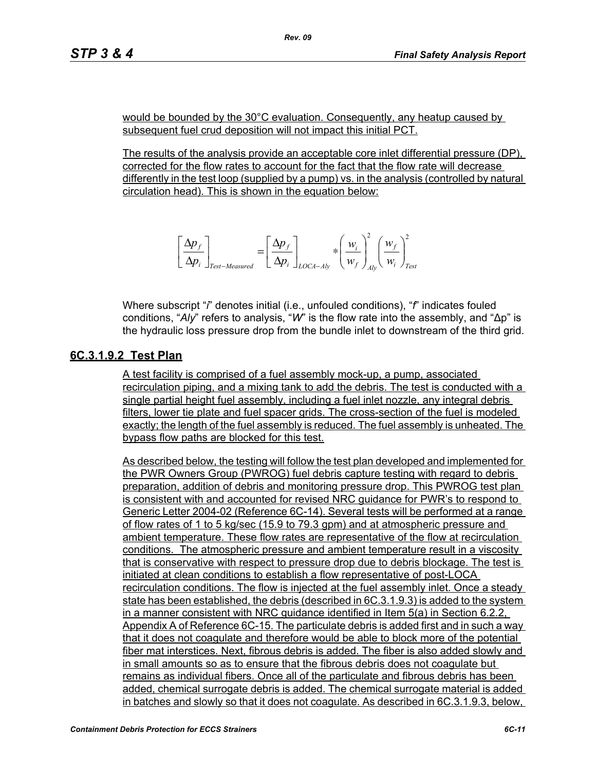would be bounded by the 30°C evaluation. Consequently, any heatup caused by subsequent fuel crud deposition will not impact this initial PCT.

The results of the analysis provide an acceptable core inlet differential pressure (DP), corrected for the flow rates to account for the fact that the flow rate will decrease differently in the test loop (supplied by a pump) vs. in the analysis (controlled by natural circulation head). This is shown in the equation below:

$$\left[\frac{\Delta p_f}{\Delta p_i}\right]_{Test-Measured} = \left[\frac{\Delta p_f}{\Delta p_i}\right]_{LOCA-Aly} * \left(\frac{w_i}{w_f}\right)^2_{Aly} \left(\frac{w_f}{w_i}\right)^2_{Test}$$

Where subscript "*i*" denotes initial (i.e., unfouled conditions), "*f*" indicates fouled conditions, "*Aly*" refers to analysis, "*W*" is the flow rate into the assembly, and "Δp" is the hydraulic loss pressure drop from the bundle inlet to downstream of the third grid.

## 6C.3.1.9.2 Test Plan

A test facility is comprised of a fuel assembly mock-up, a pump, associated recirculation piping, and a mixing tank to add the debris. The test is conducted with a single partial height fuel assembly, including a fuel inlet nozzle, any integral debris filters, lower tie plate and fuel spacer grids. The cross-section of the fuel is modeled exactly; the length of the fuel assembly is reduced. The fuel assembly is unheated. The bypass flow paths are blocked for this test.

As described below, the testing will follow the test plan developed and implemented for the PWR Owners Group (PWROG) fuel debris capture testing with regard to debris preparation, addition of debris and monitoring pressure drop. This PWROG test plan is consistent with and accounted for revised NRC guidance for PWR's to respond to Generic Letter 2004-02 (Reference 6C-14). Several tests will be performed at a range of flow rates of 1 to 5 kg/sec (15.9 to 79.3 gpm) and at atmospheric pressure and ambient temperature. These flow rates are representative of the flow at recirculation conditions. The atmospheric pressure and ambient temperature result in a viscosity that is conservative with respect to pressure drop due to debris blockage. The test is initiated at clean conditions to establish a flow representative of post-LOCA recirculation conditions. The flow is injected at the fuel assembly inlet. Once a steady state has been established, the debris (described in 6C.3.1.9.3) is added to the system in a manner consistent with NRC guidance identified in Item 5(a) in Section 6.2.2, Appendix A of Reference 6C-15. The particulate debris is added first and in such a way that it does not coagulate and therefore would be able to block more of the potential fiber mat interstices. Next, fibrous debris is added. The fiber is also added slowly and in small amounts so as to ensure that the fibrous debris does not coagulate but remains as individual fibers. Once all of the particulate and fibrous debris has been added, chemical surrogate debris is added. The chemical surrogate material is added in batches and slowly so that it does not coagulate. As described in 6C.3.1.9.3, below,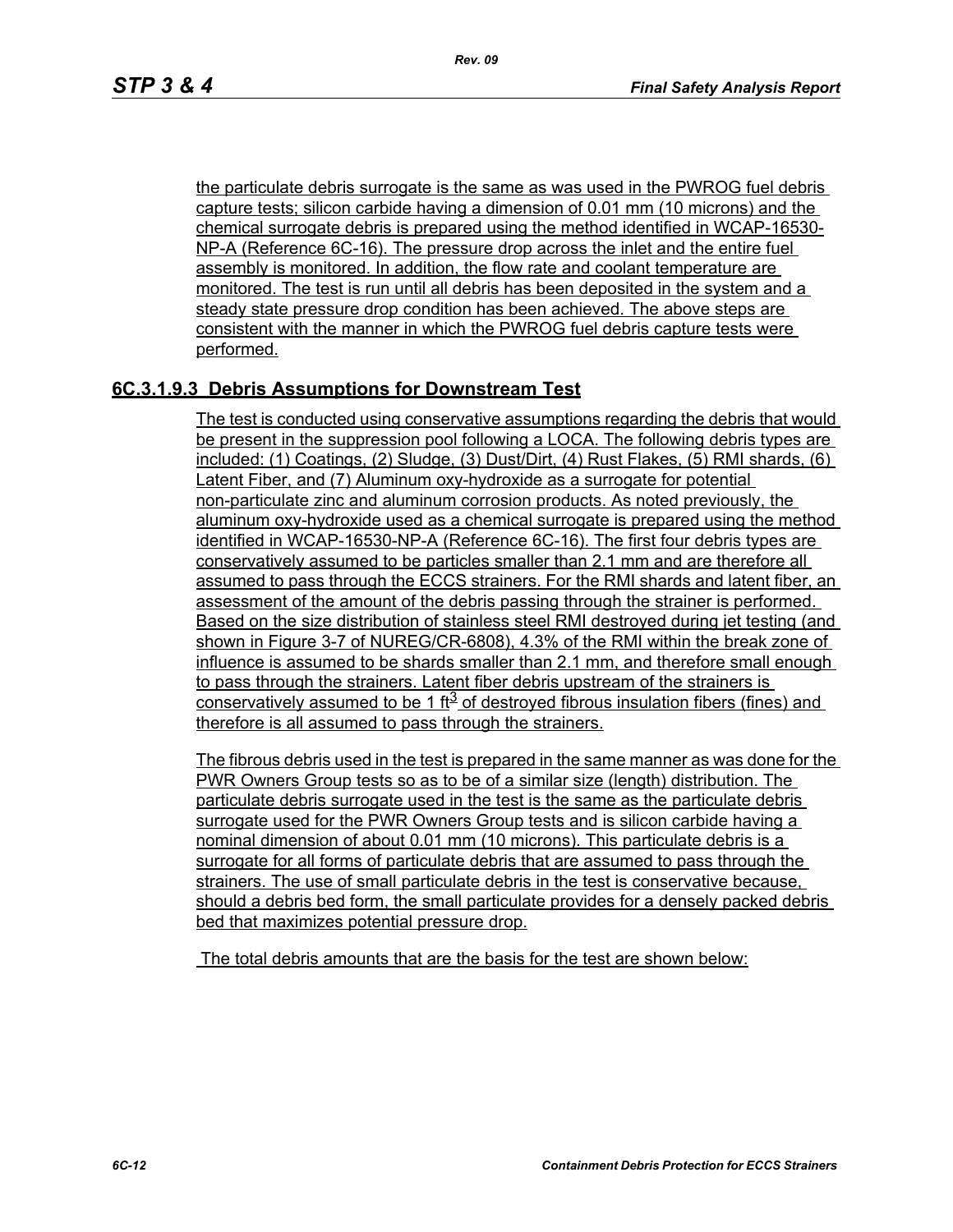the particulate debris surrogate is the same as was used in the PWROG fuel debris capture tests; silicon carbide having a dimension of 0.01 mm (10 microns) and the chemical surrogate debris is prepared using the method identified in WCAP-16530-NP-A (Reference 6C-16). The pressure drop across the inlet and the entire fuel assembly is monitored. In addition, the flow rate and coolant temperature are monitored. The test is run until all debris has been deposited in the system and a steady state pressure drop condition has been achieved. The above steps are consistent with the manner in which the PWROG fuel debris capture tests were performed.

### 6C.3.1.9.3 Debris Assumptions for Downstream Test

The test is conducted using conservative assumptions regarding the debris that would be present in the suppression pool following a LOCA. The following debris types are included: (1) Coatings, (2) Sludge, (3) Dust/Dirt, (4) Rust Flakes, (5) RMI shards, (6) Latent Fiber, and (7) Aluminum oxy-hydroxide as a surrogate for potential non-particulate zinc and aluminum corrosion products. As noted previously, the aluminum oxy-hydroxide used as a chemical surrogate is prepared using the method identified in WCAP-16530-NP-A (Reference 6C-16). The first four debris types are conservatively assumed to be particles smaller than 2.1 mm and are therefore all assumed to pass through the ECCS strainers. For the RMI shards and latent fiber, an assessment of the amount of the debris passing through the strainer is performed. Based on the size distribution of stainless steel RMI destroyed during jet testing (and shown in Figure 3-7 of NUREG/CR-6808), 4.3% of the RMI within the break zone of influence is assumed to be shards smaller than 2.1 mm, and therefore small enough to pass through the strainers. Latent fiber debris upstream of the strainers is conservatively assumed to be 1 $ft^3$ of destroyed fibrous insulation fibers (fines) and therefore is all assumed to pass through the strainers.

The fibrous debris used in the test is prepared in the same manner as was done for the PWR Owners Group tests so as to be of a similar size (length) distribution. The particulate debris surrogate used in the test is the same as the particulate debris surrogate used for the PWR Owners Group tests and is silicon carbide having a nominal dimension of about 0.01 mm (10 microns). This particulate debris is a surrogate for all forms of particulate debris that are assumed to pass through the strainers. The use of small particulate debris in the test is conservative because, should a debris bed form, the small particulate provides for a densely packed debris bed that maximizes potential pressure drop.

The total debris amounts that are the basis for the test are shown below: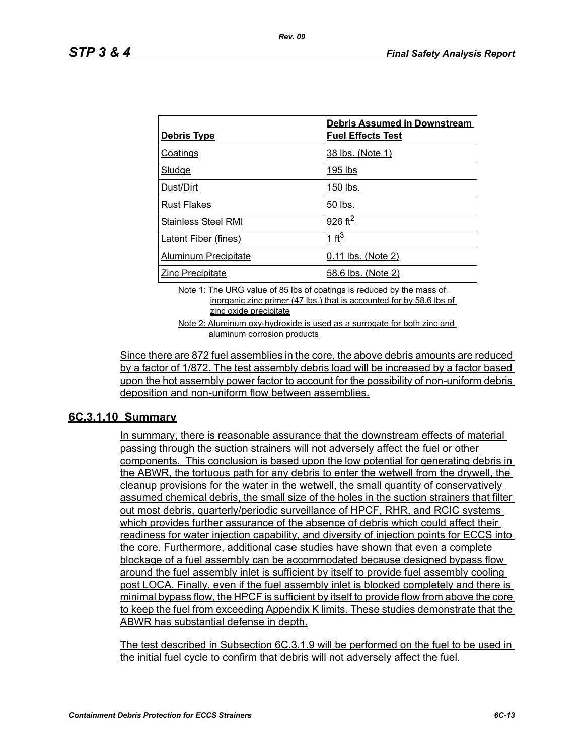| Debris Type | Debris Assumed in Downstream Fuel Effects Test |
|---|---|
| Coatings | 38 lbs. (Note 1) |
| Sludge | 195 lbs |
| Dust/Dirt | 150 lbs. |
| Rust Flakes | 50 lbs. |
| Stainless Steel RMI | 926 $ft^2$ |
| Latent Fiber (fines) | 1 $ft^3$ |
| Aluminum Precipitate | 0.11 lbs. (Note 2) |
| Zinc Precipitate | 58.6 lbs. (Note 2) |

Note 1: The URG value of 85 lbs of coatings is reduced by the mass of inorganic zinc primer (47 lbs.) that is accounted for by 58.6 lbs of zinc oxide precipitate

Note 2: Aluminum oxy-hydroxide is used as a surrogate for both zinc and aluminum corrosion products

Since there are 872 fuel assemblies in the core, the above debris amounts are reduced by a factor of 1/872. The test assembly debris load will be increased by a factor based upon the hot assembly power factor to account for the possibility of non-uniform debris deposition and non-uniform flow between assemblies.

### 6C.3.1.10 Summary

In summary, there is reasonable assurance that the downstream effects of material passing through the suction strainers will not adversely affect the fuel or other components. This conclusion is based upon the low potential for generating debris in the ABWR, the tortuous path for any debris to enter the wetwell from the drywell, the cleanup provisions for the water in the wetwell, the small quantity of conservatively assumed chemical debris, the small size of the holes in the suction strainers that filter out most debris, quarterly/periodic surveillance of HPCF, RHR, and RCIC systems which provides further assurance of the absence of debris which could affect their readiness for water injection capability, and diversity of injection points for ECCS into the core. Furthermore, additional case studies have shown that even a complete blockage of a fuel assembly can be accommodated because designed bypass flow around the fuel assembly inlet is sufficient by itself to provide fuel assembly cooling post LOCA. Finally, even if the fuel assembly inlet is blocked completely and there is minimal bypass flow, the HPCF is sufficient by itself to provide flow from above the core to keep the fuel from exceeding Appendix K limits. These studies demonstrate that the ABWR has substantial defense in depth.

The test described in Subsection 6C.3.1.9 will be performed on the fuel to be used in the initial fuel cycle to confirm that debris will not adversely affect the fuel.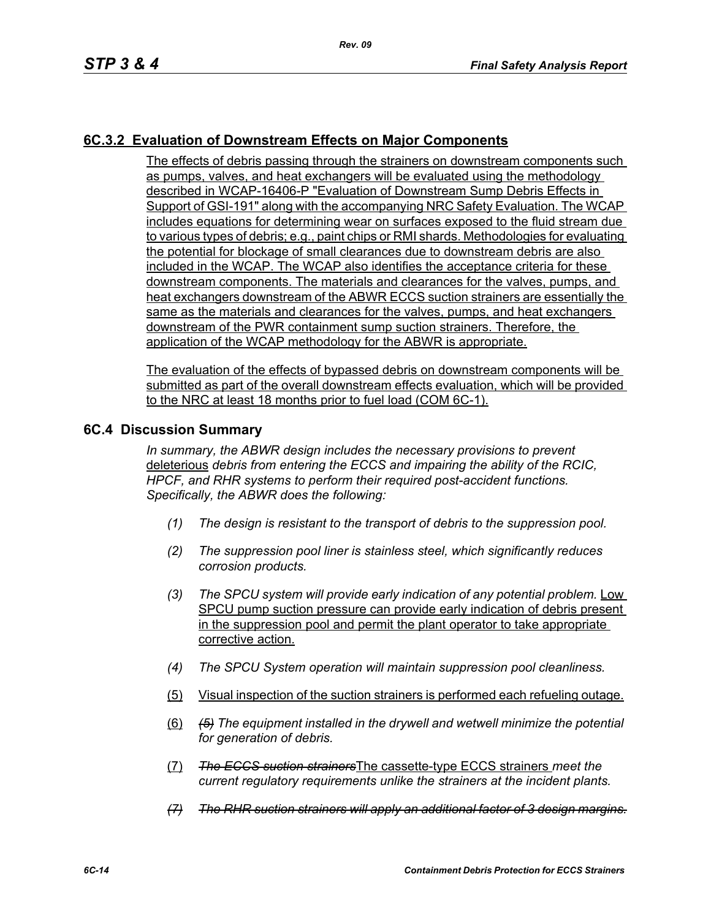## 6C.3.2 Evaluation of Downstream Effects on Major Components

The effects of debris passing through the strainers on downstream components such as pumps, valves, and heat exchangers will be evaluated using the methodology described in WCAP-16406-P "Evaluation of Downstream Sump Debris Effects in Support of GSI-191" along with the accompanying NRC Safety Evaluation. The WCAP includes equations for determining wear on surfaces exposed to the fluid stream due to various types of debris; e.g., paint chips or RMI shards. Methodologies for evaluating the potential for blockage of small clearances due to downstream debris are also included in the WCAP. The WCAP also identifies the acceptance criteria for these downstream components. The materials and clearances for the valves, pumps, and heat exchangers downstream of the ABWR ECCS suction strainers are essentially the same as the materials and clearances for the valves, pumps, and heat exchangers downstream of the PWR containment sump suction strainers. Therefore, the application of the WCAP methodology for the ABWR is appropriate.

The evaluation of the effects of bypassed debris on downstream components will be submitted as part of the overall downstream effects evaluation, which will be provided to the NRC at least 18 months prior to fuel load (COM 6C-1).

## 6C.4 Discussion Summary

*In summary, the ABWR design includes the necessary provisions to prevent* deleterious *debris from entering the ECCS and impairing the ability of the RCIC, HPCF, and RHR systems to perform their required post-accident functions. Specifically, the ABWR does the following:*

*(1) The design is resistant to the transport of debris to the suppression pool.*

*(2) The suppression pool liner is stainless steel, which significantly reduces corrosion products.*

*(3) The SPCU system will provide early indication of any potential problem.* Low SPCU pump suction pressure can provide early indication of debris present in the suppression pool and permit the plant operator to take appropriate corrective action.

*(4) The SPCU System operation will maintain suppression pool cleanliness.*

(5) Visual inspection of the suction strainers is performed each refueling outage.

(6) ~~(5)~~ *The equipment installed in the drywell and wetwell minimize the potential for generation of debris.*

(7) ~~*The ECCS suction strainers*~~The cassette-type ECCS strainers *meet the current regulatory requirements unlike the strainers at the incident plants.*

~~*(7) The RHR suction strainers will apply an additional factor of 3 design margins.*~~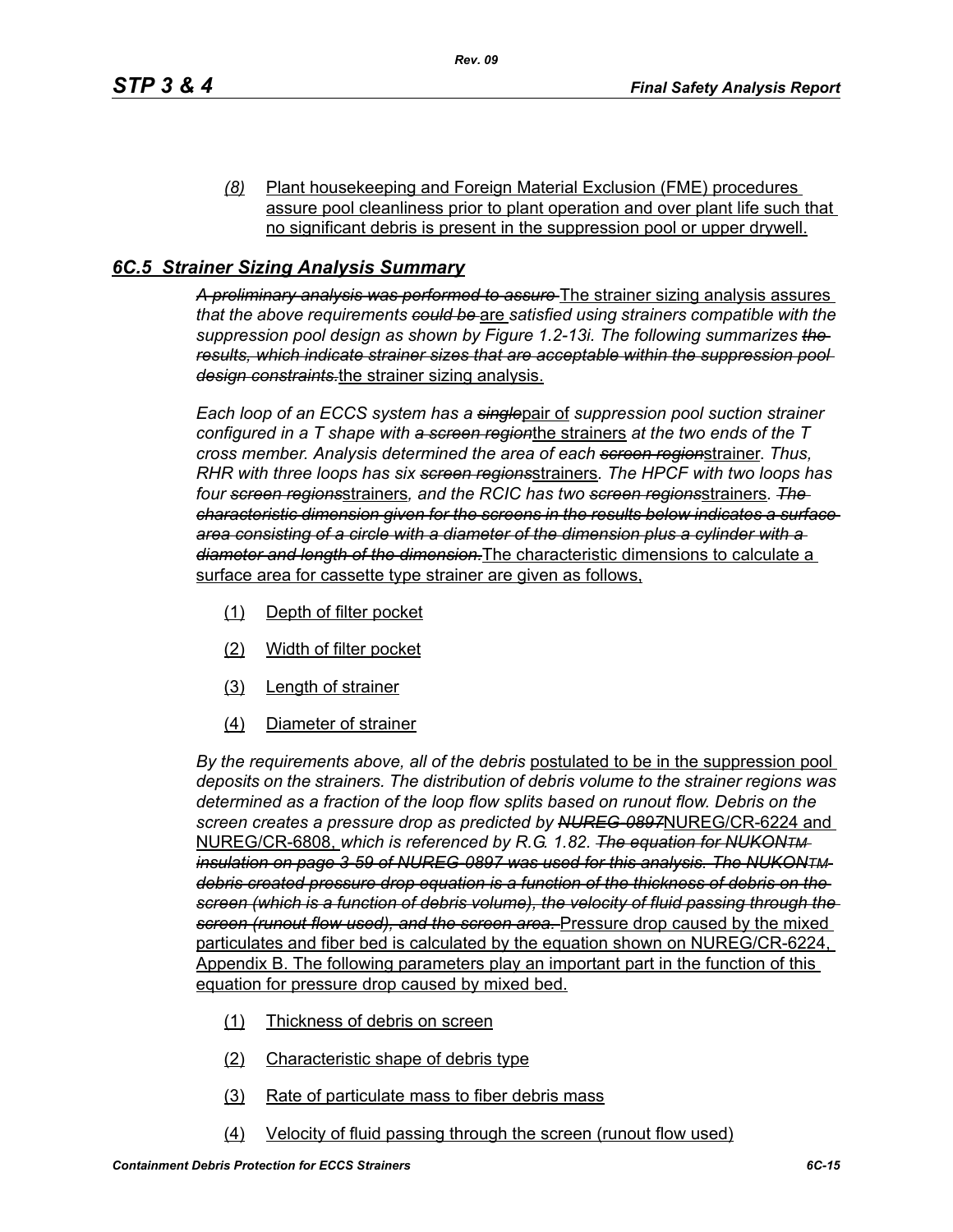*(8)* Plant housekeeping and Foreign Material Exclusion (FME) procedures assure pool cleanliness prior to plant operation and over plant life such that no significant debris is present in the suppression pool or upper drywell.

## *6C.5 Strainer Sizing Analysis Summary*

~~*A preliminary analysis was performed to assure*~~ The strainer sizing analysis assures *that the above requirements* ~~*could be*~~ are *satisfied using strainers compatible with the suppression pool design as shown by Figure 1.2-13i. The following summarizes* ~~*the results, which indicate strainer sizes that are acceptable within the suppression pool design constraints.*~~ the strainer sizing analysis.

*Each loop of an ECCS system has a* ~~*single*~~ pair of *suppression pool suction strainer configured in a T shape with* ~~*a screen region*~~ the strainers *at the two ends of the T cross member. Analysis determined the area of each* ~~*screen region*~~ strainer*. Thus, RHR with three loops has six* ~~*screen regions*~~ strainers*. The HPCF with two loops has four* ~~*screen regions*~~ strainers*, and the RCIC has two* ~~*screen regions*~~ strainers*.* ~~*The characteristic dimension given for the screens in the results below indicates a surface area consisting of a circle with a diameter of the dimension plus a cylinder with a diameter and length of the dimension.*~~ The characteristic dimensions to calculate a surface area for cassette type strainer are given as follows,

(1) Depth of filter pocket

(2) Width of filter pocket

(3) Length of strainer

(4) Diameter of strainer

*By the requirements above, all of the debris* postulated to be in the suppression pool *deposits on the strainers. The distribution of debris volume to the strainer regions was determined as a fraction of the loop flow splits based on runout flow. Debris on the screen creates a pressure drop as predicted by* ~~*NUREG-0897*~~ NUREG/CR-6224 and NUREG/CR-6808, *which is referenced by R.G. 1.82.* ~~*The equation for NUKONTM insulation on page 3-59 of NUREG-0897 was used for this analysis. The NUKONTM debris created pressure drop equation is a function of the thickness of debris on the screen (which is a function of debris volume), the velocity of fluid passing through the screen (runout flow used), and the screen area.*~~ Pressure drop caused by the mixed particulates and fiber bed is calculated by the equation shown on NUREG/CR-6224, Appendix B. The following parameters play an important part in the function of this equation for pressure drop caused by mixed bed.

(1) Thickness of debris on screen

(2) Characteristic shape of debris type

(3) Rate of particulate mass to fiber debris mass

(4) Velocity of fluid passing through the screen (runout flow used)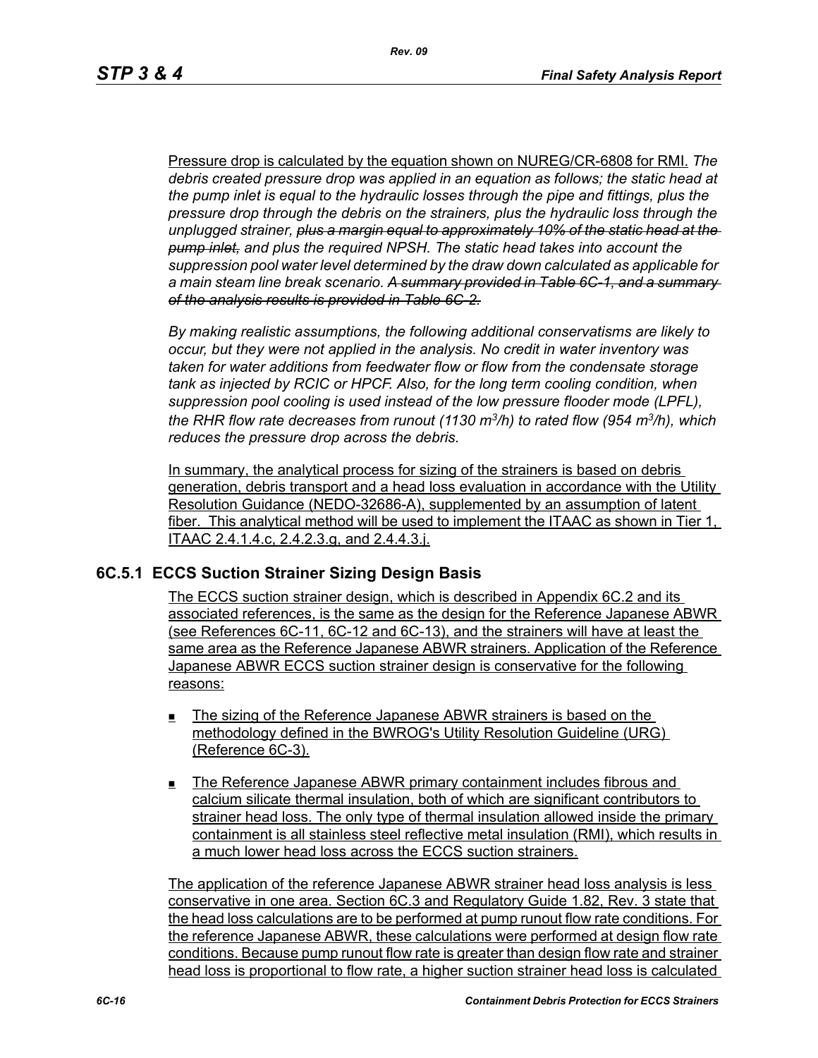Pressure drop is calculated by the equation shown on NUREG/CR-6808 for RMI. *The debris created pressure drop was applied in an equation as follows; the static head at the pump inlet is equal to the hydraulic losses through the pipe and fittings, plus the pressure drop through the debris on the strainers, plus the hydraulic loss through the unplugged strainer,* ~~*plus a margin equal to approximately 10% of the static head at the pump inlet,*~~ *and plus the required NPSH. The static head takes into account the suppression pool water level determined by the draw down calculated as applicable for a main steam line break scenario.* ~~*A summary provided in Table 6C-1, and a summary of the analysis results is provided in Table 6C-2.*~~

*By making realistic assumptions, the following additional conservatisms are likely to occur, but they were not applied in the analysis. No credit in water inventory was taken for water additions from feedwater flow or flow from the condensate storage tank as injected by RCIC or HPCF. Also, for the long term cooling condition, when suppression pool cooling is used instead of the low pressure flooder mode (LPFL), the RHR flow rate decreases from runout (1130 $m^3/h$) to rated flow (954 $m^3/h$), which reduces the pressure drop across the debris.*

In summary, the analytical process for sizing of the strainers is based on debris generation, debris transport and a head loss evaluation in accordance with the Utility Resolution Guidance (NEDO-32686-A), supplemented by an assumption of latent fiber. This analytical method will be used to implement the ITAAC as shown in Tier 1, ITAAC 2.4.1.4.c, 2.4.2.3.g, and 2.4.4.3.j.

### 6C.5.1 ECCS Suction Strainer Sizing Design Basis

The ECCS suction strainer design, which is described in Appendix 6C.2 and its associated references, is the same as the design for the Reference Japanese ABWR (see References 6C-11, 6C-12 and 6C-13), and the strainers will have at least the same area as the Reference Japanese ABWR strainers. Application of the Reference Japanese ABWR ECCS suction strainer design is conservative for the following reasons:

- The sizing of the Reference Japanese ABWR strainers is based on the methodology defined in the BWROG's Utility Resolution Guideline (URG) (Reference 6C-3).
- The Reference Japanese ABWR primary containment includes fibrous and calcium silicate thermal insulation, both of which are significant contributors to strainer head loss. The only type of thermal insulation allowed inside the primary containment is all stainless steel reflective metal insulation (RMI), which results in a much lower head loss across the ECCS suction strainers.

The application of the reference Japanese ABWR strainer head loss analysis is less conservative in one area. Section 6C.3 and Regulatory Guide 1.82, Rev. 3 state that the head loss calculations are to be performed at pump runout flow rate conditions. For the reference Japanese ABWR, these calculations were performed at design flow rate conditions. Because pump runout flow rate is greater than design flow rate and strainer head loss is proportional to flow rate, a higher suction strainer head loss is calculated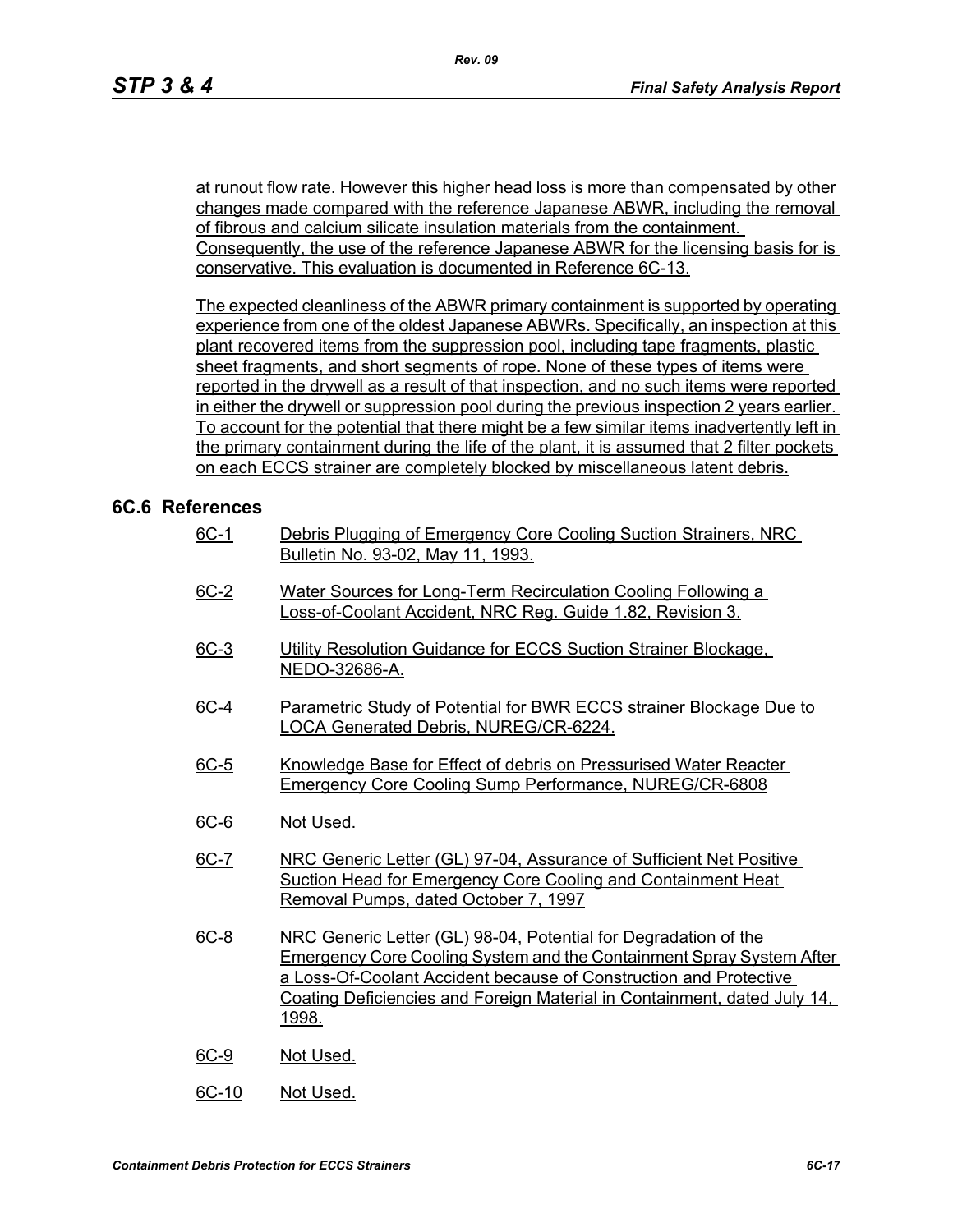at runout flow rate. However this higher head loss is more than compensated by other changes made compared with the reference Japanese ABWR, including the removal of fibrous and calcium silicate insulation materials from the containment. Consequently, the use of the reference Japanese ABWR for the licensing basis for is conservative. This evaluation is documented in Reference 6C-13.

The expected cleanliness of the ABWR primary containment is supported by operating experience from one of the oldest Japanese ABWRs. Specifically, an inspection at this plant recovered items from the suppression pool, including tape fragments, plastic sheet fragments, and short segments of rope. None of these types of items were reported in the drywell as a result of that inspection, and no such items were reported in either the drywell or suppression pool during the previous inspection 2 years earlier. To account for the potential that there might be a few similar items inadvertently left in the primary containment during the life of the plant, it is assumed that 2 filter pockets on each ECCS strainer are completely blocked by miscellaneous latent debris.

## 6C.6 References

6C-1 Debris Plugging of Emergency Core Cooling Suction Strainers, NRC Bulletin No. 93-02, May 11, 1993.

6C-2 Water Sources for Long-Term Recirculation Cooling Following a Loss-of-Coolant Accident, NRC Reg. Guide 1.82, Revision 3.

6C-3 Utility Resolution Guidance for ECCS Suction Strainer Blockage, NEDO-32686-A.

6C-4 Parametric Study of Potential for BWR ECCS strainer Blockage Due to LOCA Generated Debris, NUREG/CR-6224.

6C-5 Knowledge Base for Effect of debris on Pressurised Water Reacter Emergency Core Cooling Sump Performance, NUREG/CR-6808

6C-6 Not Used.

6C-7 NRC Generic Letter (GL) 97-04, Assurance of Sufficient Net Positive Suction Head for Emergency Core Cooling and Containment Heat Removal Pumps, dated October 7, 1997

6C-8 NRC Generic Letter (GL) 98-04, Potential for Degradation of the Emergency Core Cooling System and the Containment Spray System After a Loss-Of-Coolant Accident because of Construction and Protective Coating Deficiencies and Foreign Material in Containment, dated July 14, 1998.

6C-9 Not Used.

6C-10 Not Used.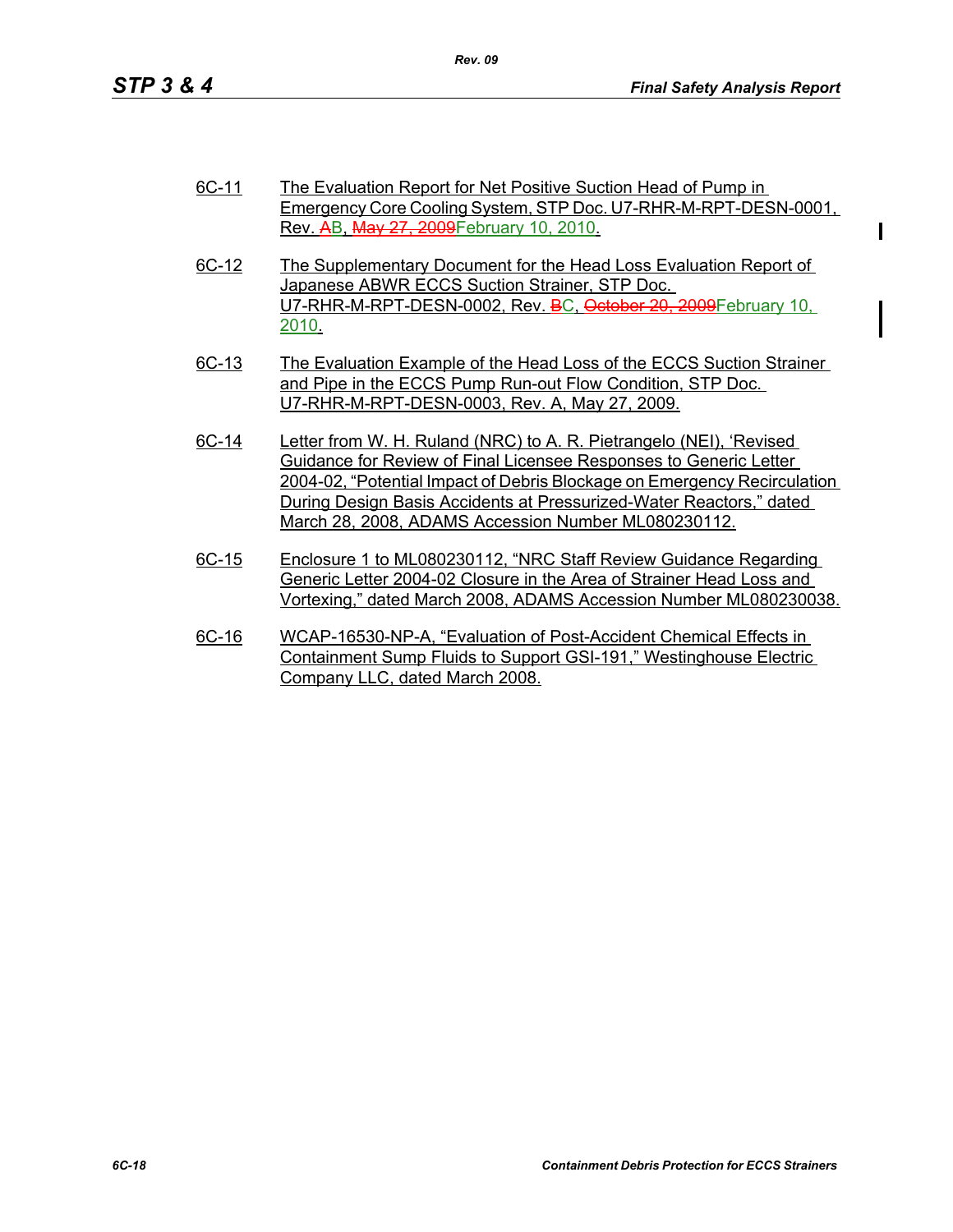6C-11 The Evaluation Report for Net Positive Suction Head of Pump in Emergency Core Cooling System, STP Doc. U7-RHR-M-RPT-DESN-0001, Rev. ~~A~~B, ~~May 27, 2009~~February 10, 2010.

6C-12 The Supplementary Document for the Head Loss Evaluation Report of Japanese ABWR ECCS Suction Strainer, STP Doc. U7-RHR-M-RPT-DESN-0002, Rev. ~~B~~C, ~~October 20, 2009~~February 10, 2010.

6C-13 The Evaluation Example of the Head Loss of the ECCS Suction Strainer and Pipe in the ECCS Pump Run-out Flow Condition, STP Doc. U7-RHR-M-RPT-DESN-0003, Rev. A, May 27, 2009.

6C-14 Letter from W. H. Ruland (NRC) to A. R. Pietrangelo (NEI), 'Revised Guidance for Review of Final Licensee Responses to Generic Letter 2004-02, "Potential Impact of Debris Blockage on Emergency Recirculation During Design Basis Accidents at Pressurized-Water Reactors," dated March 28, 2008, ADAMS Accession Number ML080230112.

6C-15 Enclosure 1 to ML080230112, "NRC Staff Review Guidance Regarding Generic Letter 2004-02 Closure in the Area of Strainer Head Loss and Vortexing," dated March 2008, ADAMS Accession Number ML080230038.

6C-16 WCAP-16530-NP-A, "Evaluation of Post-Accident Chemical Effects in Containment Sump Fluids to Support GSI-191," Westinghouse Electric Company LLC, dated March 2008.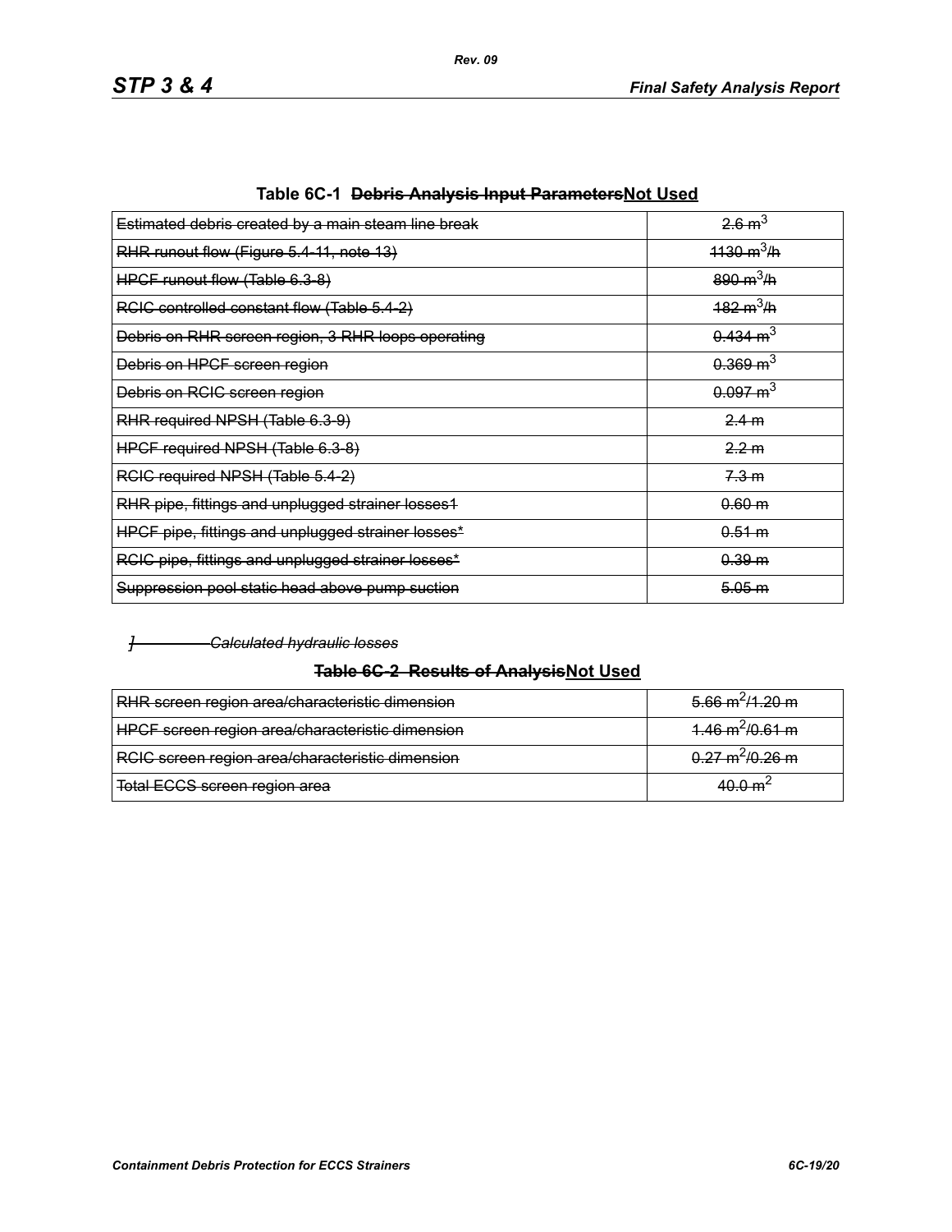**Table 6C-1 ~~Debris Analysis Input Parameters~~Not Used**

| | |
|---|---|
| ~~Estimated debris created by a main steam line break~~ | ~~2.6 m$^3$~~ |
| ~~RHR runout flow (Figure 5.4-11, note 13)~~ | ~~1130 m$^3$/h~~ |
| ~~HPCF runout flow (Table 6.3-8)~~ | ~~890 m$^3$/h~~ |
| ~~RCIC controlled constant flow (Table 5.4-2)~~ | ~~182 m$^3$/h~~ |
| ~~Debris on RHR screen region, 3 RHR loops operating~~ | ~~0.434 m$^3$~~ |
| ~~Debris on HPCF screen region~~ | ~~0.369 m$^3$~~ |
| ~~Debris on RCIC screen region~~ | ~~0.097 m$^3$~~ |
| ~~RHR required NPSH (Table 6.3-9)~~ | ~~2.4 m~~ |
| ~~HPCF required NPSH (Table 6.3-8)~~ | ~~2.2 m~~ |
| ~~RCIC required NPSH (Table 5.4-2)~~ | ~~7.3 m~~ |
| ~~RHR pipe, fittings and unplugged strainer losses1~~ | ~~0.60 m~~ |
| ~~HPCF pipe, fittings and unplugged strainer losses*~~ | ~~0.51 m~~ |
| ~~RCIC pipe, fittings and unplugged strainer losses*~~ | ~~0.39 m~~ |
| ~~Suppression pool static head above pump suction~~ | ~~5.05 m~~ |

~~*] Calculated hydraulic losses*~~

**~~Table 6C-2 Results of Analysis~~Not Used**

| | |
|---|---|
| ~~RHR screen region area/characteristic dimension~~ | ~~5.66 m$^2$/1.20 m~~ |
| ~~HPCF screen region area/characteristic dimension~~ | ~~1.46 m$^2$/0.61 m~~ |
| ~~RCIC screen region area/characteristic dimension~~ | ~~0.27 m$^2$/0.26 m~~ |
| ~~Total ECCS screen region area~~ | ~~40.0 m$^2$~~ |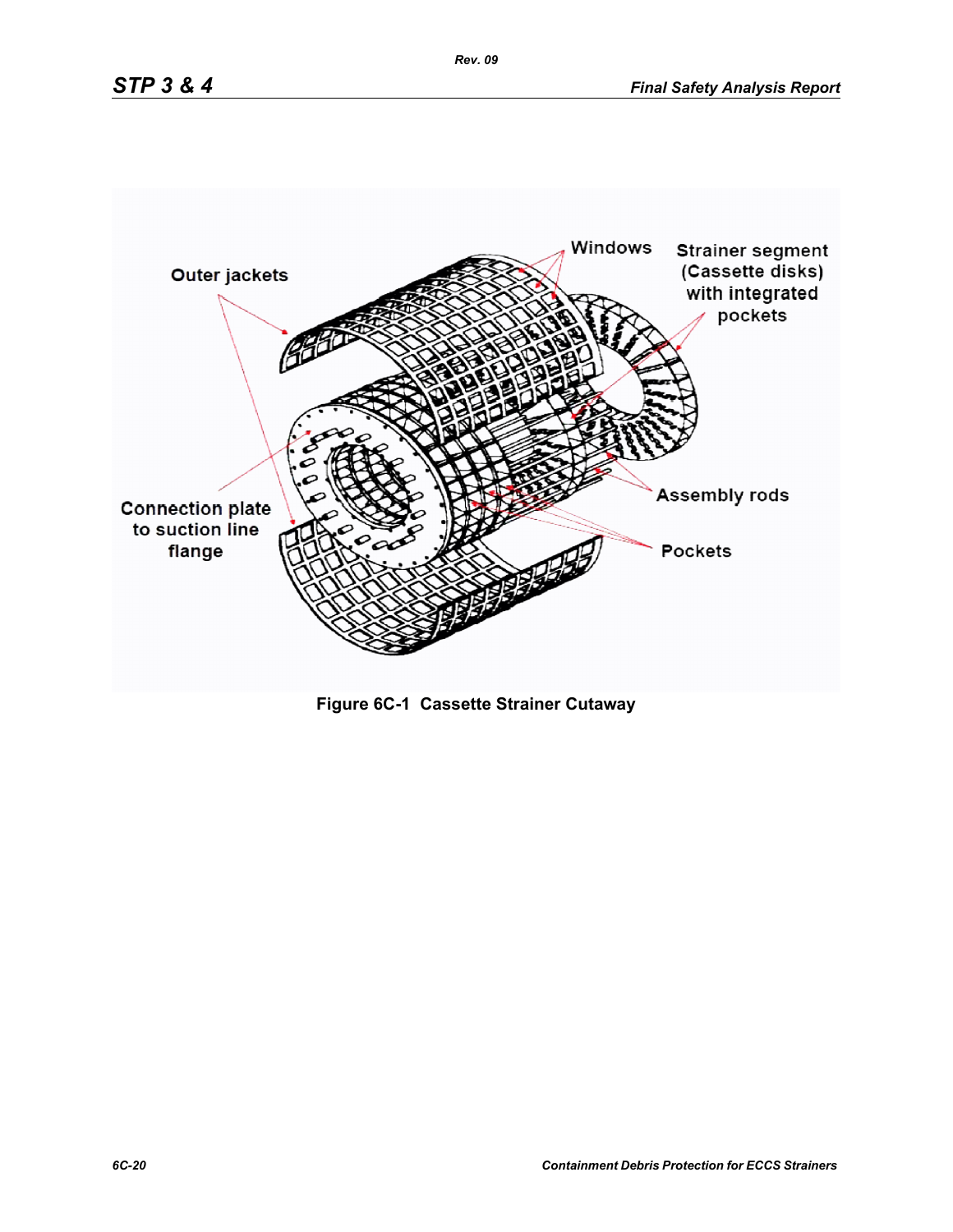Outer jackets

Windows

Strainer segment (Cassette disks) with integrated pockets

Connection plate to suction line flange

Assembly rods

Pockets

**Figure 6C-1 Cassette Strainer Cutaway**